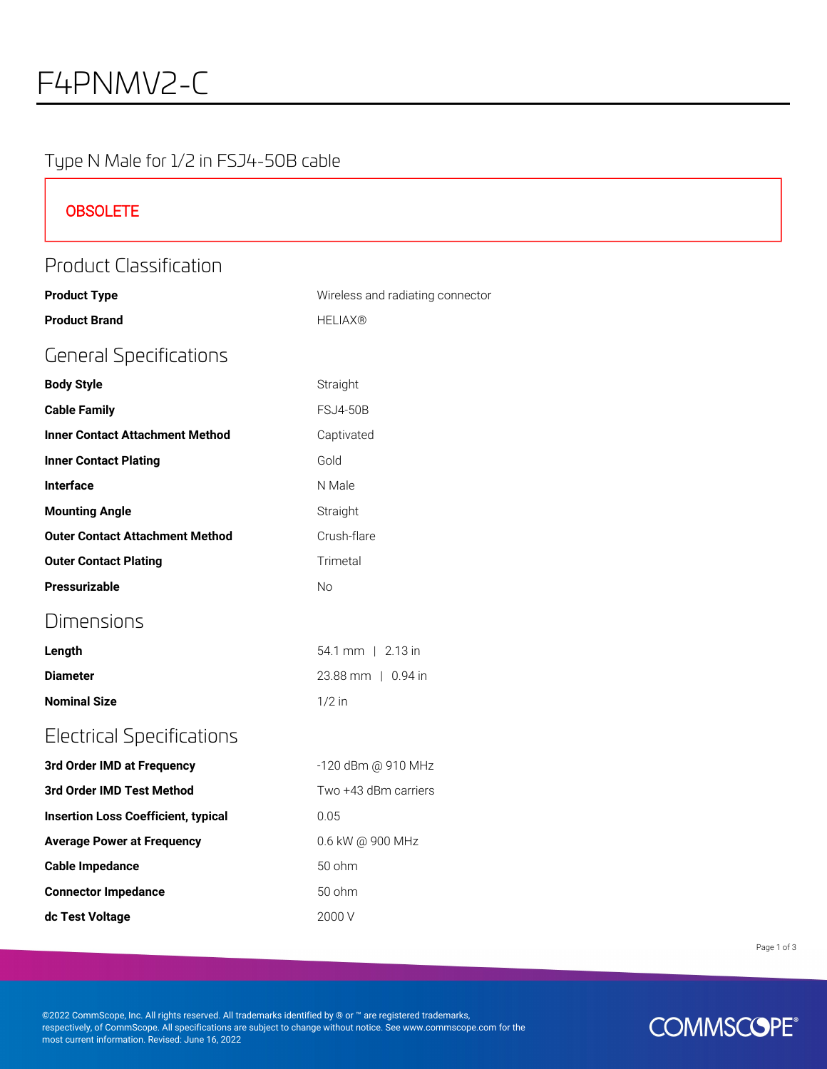# F4PNMV2-C

## Type N Male for 1/2 in FSJ4-50B cable

**OBSOLETE**

## Product Classification

| | |
|---|---|
| **Product Type** | Wireless and radiating connector |
| **Product Brand** | HELIAX® |

## General Specifications

| | |
|---|---|
| **Body Style** | Straight |
| **Cable Family** | FSJ4-50B |
| **Inner Contact Attachment Method** | Captivated |
| **Inner Contact Plating** | Gold |
| **Interface** | N Male |
| **Mounting Angle** | Straight |
| **Outer Contact Attachment Method** | Crush-flare |
| **Outer Contact Plating** | Trimetal |
| **Pressurizable** | No |

## Dimensions

| | |
|---|---|
| **Length** | 54.1 mm \| 2.13 in |
| **Diameter** | 23.88 mm \| 0.94 in |
| **Nominal Size** | 1/2 in |

## Electrical Specifications

| | |
|---|---|
| **3rd Order IMD at Frequency** | -120 dBm @ 910 MHz |
| **3rd Order IMD Test Method** | Two +43 dBm carriers |
| **Insertion Loss Coefficient, typical** | 0.05 |
| **Average Power at Frequency** | 0.6 kW @ 900 MHz |
| **Cable Impedance** | 50 ohm |
| **Connector Impedance** | 50 ohm |
| **dc Test Voltage** | 2000 V |

©2022 CommScope, Inc. All rights reserved. All trademarks identified by ® or ™ are registered trademarks, respectively, of CommScope. All specifications are subject to change without notice. See www.commscope.com for the most current information. Revised: June 16, 2022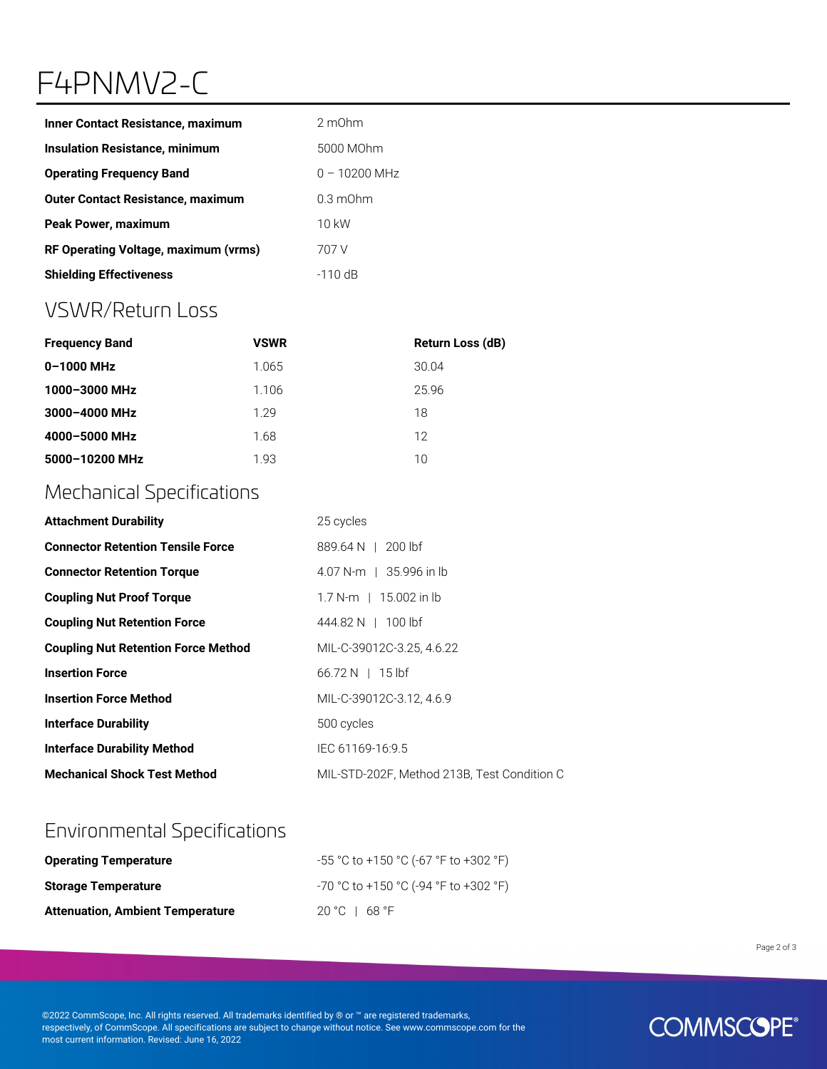# F4PNMV2-C

| | |
|---|---|
| **Inner Contact Resistance, maximum** | 2 mOhm |
| **Insulation Resistance, minimum** | 5000 MOhm |
| **Operating Frequency Band** | 0 – 10200 MHz |
| **Outer Contact Resistance, maximum** | 0.3 mOhm |
| **Peak Power, maximum** | 10 kW |
| **RF Operating Voltage, maximum (vrms)** | 707 V |
| **Shielding Effectiveness** | -110 dB |

## VSWR/Return Loss

| Frequency Band | VSWR | Return Loss (dB) |
|---|---|---|
| **0–1000 MHz** | 1.065 | 30.04 |
| **1000–3000 MHz** | 1.106 | 25.96 |
| **3000–4000 MHz** | 1.29 | 18 |
| **4000–5000 MHz** | 1.68 | 12 |
| **5000–10200 MHz** | 1.93 | 10 |

## Mechanical Specifications

| | |
|---|---|
| **Attachment Durability** | 25 cycles |
| **Connector Retention Tensile Force** | 889.64 N \| 200 lbf |
| **Connector Retention Torque** | 4.07 N-m \| 35.996 in lb |
| **Coupling Nut Proof Torque** | 1.7 N-m \| 15.002 in lb |
| **Coupling Nut Retention Force** | 444.82 N \| 100 lbf |
| **Coupling Nut Retention Force Method** | MIL-C-39012C-3.25, 4.6.22 |
| **Insertion Force** | 66.72 N \| 15 lbf |
| **Insertion Force Method** | MIL-C-39012C-3.12, 4.6.9 |
| **Interface Durability** | 500 cycles |
| **Interface Durability Method** | IEC 61169-16:9.5 |
| **Mechanical Shock Test Method** | MIL-STD-202F, Method 213B, Test Condition C |

## Environmental Specifications

| | |
|---|---|
| **Operating Temperature** | -55 °C to +150 °C (-67 °F to +302 °F) |
| **Storage Temperature** | -70 °C to +150 °C (-94 °F to +302 °F) |
| **Attenuation, Ambient Temperature** | 20 °C \| 68 °F |

©2022 CommScope, Inc. All rights reserved. All trademarks identified by ® or ™ are registered trademarks, respectively, of CommScope. All specifications are subject to change without notice. See www.commscope.com for the most current information. Revised: June 16, 2022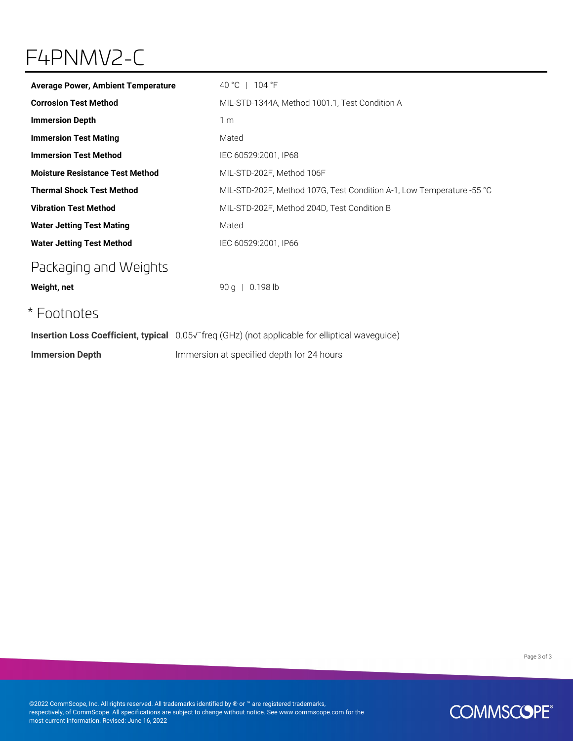# F4PNMV2-C

| | |
|---|---|
| **Average Power, Ambient Temperature** | 40 °C \| 104 °F |
| **Corrosion Test Method** | MIL-STD-1344A, Method 1001.1, Test Condition A |
| **Immersion Depth** | 1 m |
| **Immersion Test Mating** | Mated |
| **Immersion Test Method** | IEC 60529:2001, IP68 |
| **Moisture Resistance Test Method** | MIL-STD-202F, Method 106F |
| **Thermal Shock Test Method** | MIL-STD-202F, Method 107G, Test Condition A-1, Low Temperature -55 °C |
| **Vibration Test Method** | MIL-STD-202F, Method 204D, Test Condition B |
| **Water Jetting Test Mating** | Mated |
| **Water Jetting Test Method** | IEC 60529:2001, IP66 |

## Packaging and Weights

| | |
|---|---|
| **Weight, net** | 90 g \| 0.198 lb |

## * Footnotes

| | |
|---|---|
| **Insertion Loss Coefficient, typical** | 0.05√¯freq (GHz) (not applicable for elliptical waveguide) |
| **Immersion Depth** | Immersion at specified depth for 24 hours |

©2022 CommScope, Inc. All rights reserved. All trademarks identified by ® or ™ are registered trademarks, respectively, of CommScope. All specifications are subject to change without notice. See www.commscope.com for the most current information. Revised: June 16, 2022